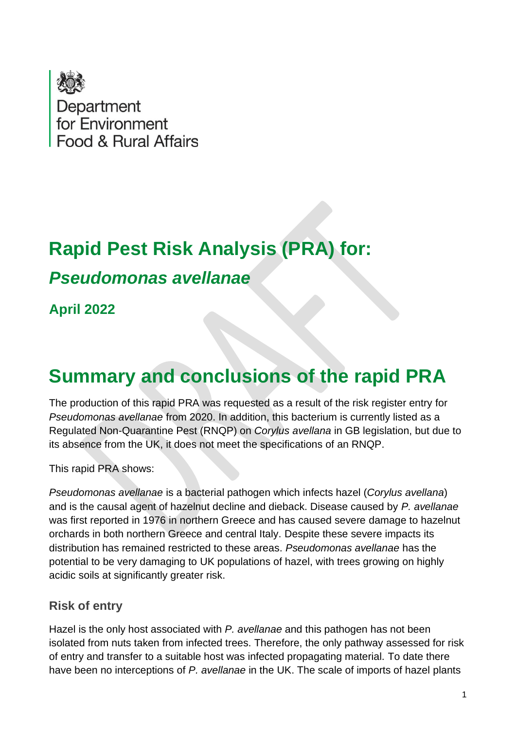Department
for Environment
Food & Rural Affairs

# Rapid Pest Risk Analysis (PRA) for:

## *Pseudomonas avellanae*

### April 2022

# Summary and conclusions of the rapid PRA

The production of this rapid PRA was requested as a result of the risk register entry for *Pseudomonas avellanae* from 2020. In addition, this bacterium is currently listed as a Regulated Non-Quarantine Pest (RNQP) on *Corylus avellana* in GB legislation, but due to its absence from the UK, it does not meet the specifications of an RNQP.

This rapid PRA shows:

*Pseudomonas avellanae* is a bacterial pathogen which infects hazel (*Corylus avellana*) and is the causal agent of hazelnut decline and dieback. Disease caused by *P. avellanae* was first reported in 1976 in northern Greece and has caused severe damage to hazelnut orchards in both northern Greece and central Italy. Despite these severe impacts its distribution has remained restricted to these areas. *Pseudomonas avellanae* has the potential to be very damaging to UK populations of hazel, with trees growing on highly acidic soils at significantly greater risk.

### Risk of entry

Hazel is the only host associated with *P. avellanae* and this pathogen has not been isolated from nuts taken from infected trees. Therefore, the only pathway assessed for risk of entry and transfer to a suitable host was infected propagating material. To date there have been no interceptions of *P. avellanae* in the UK. The scale of imports of hazel plants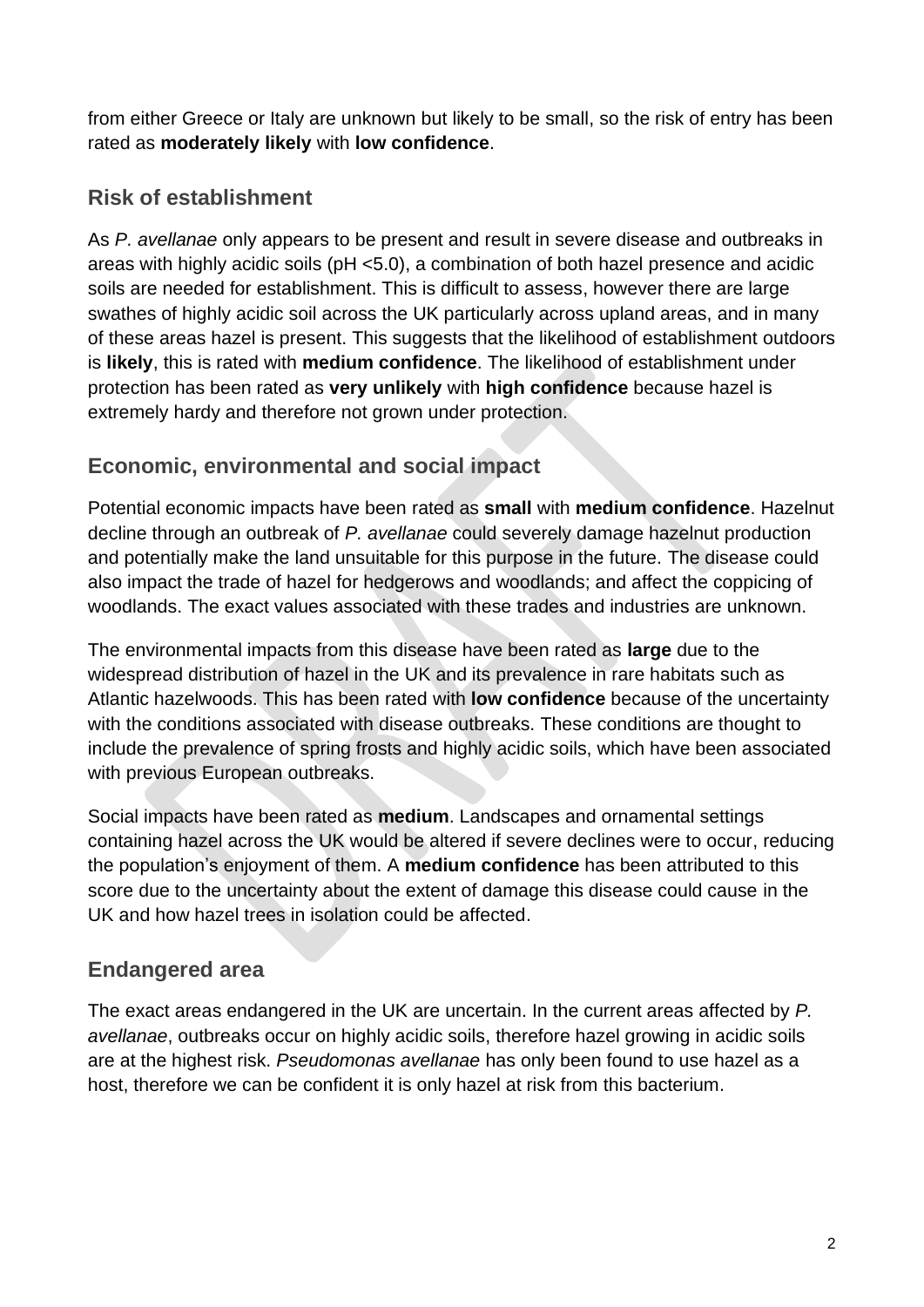from either Greece or Italy are unknown but likely to be small, so the risk of entry has been rated as **moderately likely** with **low confidence**.

## Risk of establishment

As *P. avellanae* only appears to be present and result in severe disease and outbreaks in areas with highly acidic soils (pH <5.0), a combination of both hazel presence and acidic soils are needed for establishment. This is difficult to assess, however there are large swathes of highly acidic soil across the UK particularly across upland areas, and in many of these areas hazel is present. This suggests that the likelihood of establishment outdoors is **likely**, this is rated with **medium confidence**. The likelihood of establishment under protection has been rated as **very unlikely** with **high confidence** because hazel is extremely hardy and therefore not grown under protection.

## Economic, environmental and social impact

Potential economic impacts have been rated as **small** with **medium confidence**. Hazelnut decline through an outbreak of *P. avellanae* could severely damage hazelnut production and potentially make the land unsuitable for this purpose in the future. The disease could also impact the trade of hazel for hedgerows and woodlands; and affect the coppicing of woodlands. The exact values associated with these trades and industries are unknown.

The environmental impacts from this disease have been rated as **large** due to the widespread distribution of hazel in the UK and its prevalence in rare habitats such as Atlantic hazelwoods. This has been rated with **low confidence** because of the uncertainty with the conditions associated with disease outbreaks. These conditions are thought to include the prevalence of spring frosts and highly acidic soils, which have been associated with previous European outbreaks.

Social impacts have been rated as **medium**. Landscapes and ornamental settings containing hazel across the UK would be altered if severe declines were to occur, reducing the population's enjoyment of them. A **medium confidence** has been attributed to this score due to the uncertainty about the extent of damage this disease could cause in the UK and how hazel trees in isolation could be affected.

## Endangered area

The exact areas endangered in the UK are uncertain. In the current areas affected by *P. avellanae*, outbreaks occur on highly acidic soils, therefore hazel growing in acidic soils are at the highest risk. *Pseudomonas avellanae* has only been found to use hazel as a host, therefore we can be confident it is only hazel at risk from this bacterium.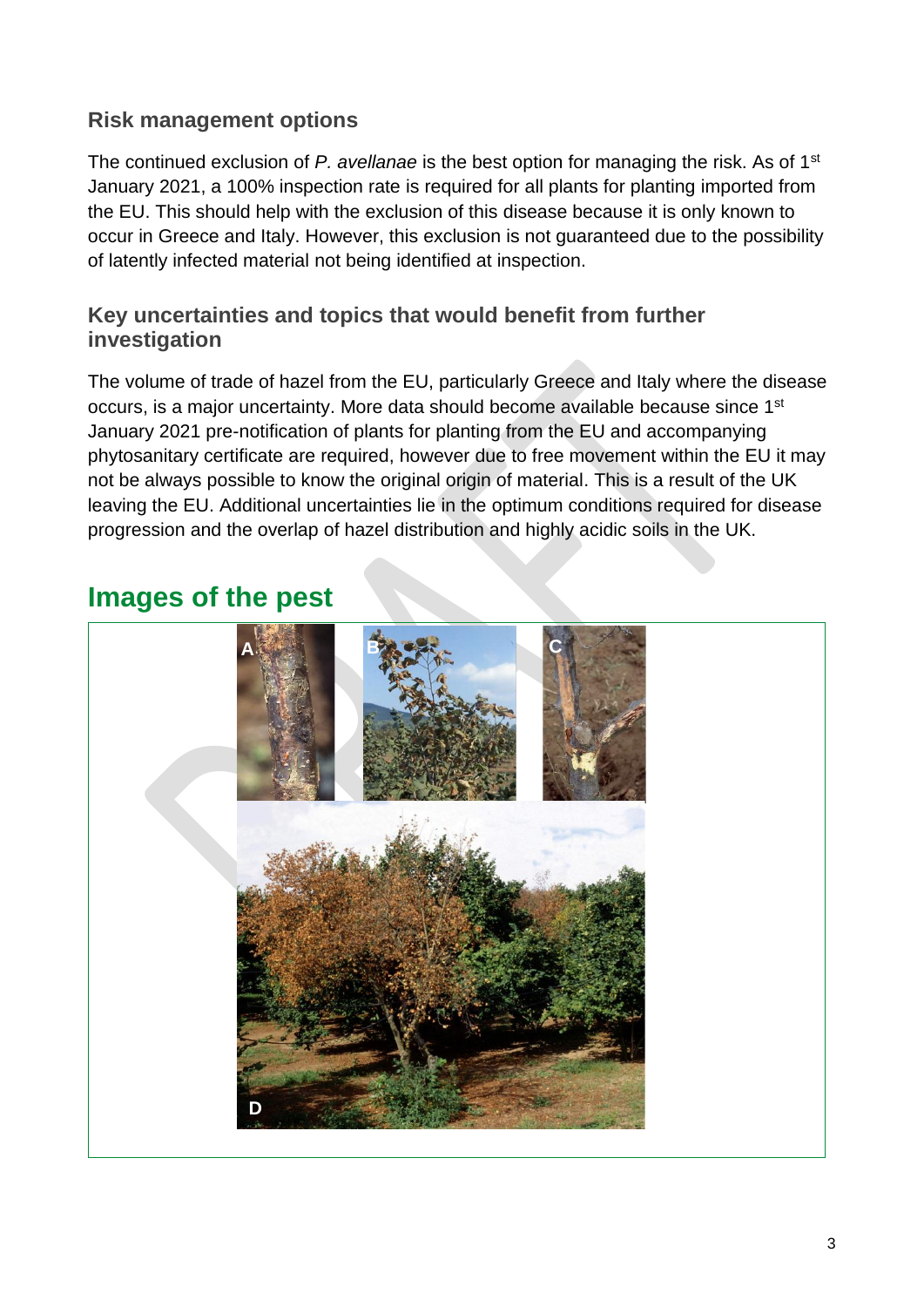## Risk management options

The continued exclusion of *P. avellanae* is the best option for managing the risk. As of 1st January 2021, a 100% inspection rate is required for all plants for planting imported from the EU. This should help with the exclusion of this disease because it is only known to occur in Greece and Italy. However, this exclusion is not guaranteed due to the possibility of latently infected material not being identified at inspection.

## Key uncertainties and topics that would benefit from further investigation

The volume of trade of hazel from the EU, particularly Greece and Italy where the disease occurs, is a major uncertainty. More data should become available because since 1st January 2021 pre-notification of plants for planting from the EU and accompanying phytosanitary certificate are required, however due to free movement within the EU it may not be always possible to know the original origin of material. This is a result of the UK leaving the EU. Additional uncertainties lie in the optimum conditions required for disease progression and the overlap of hazel distribution and highly acidic soils in the UK.

# Images of the pest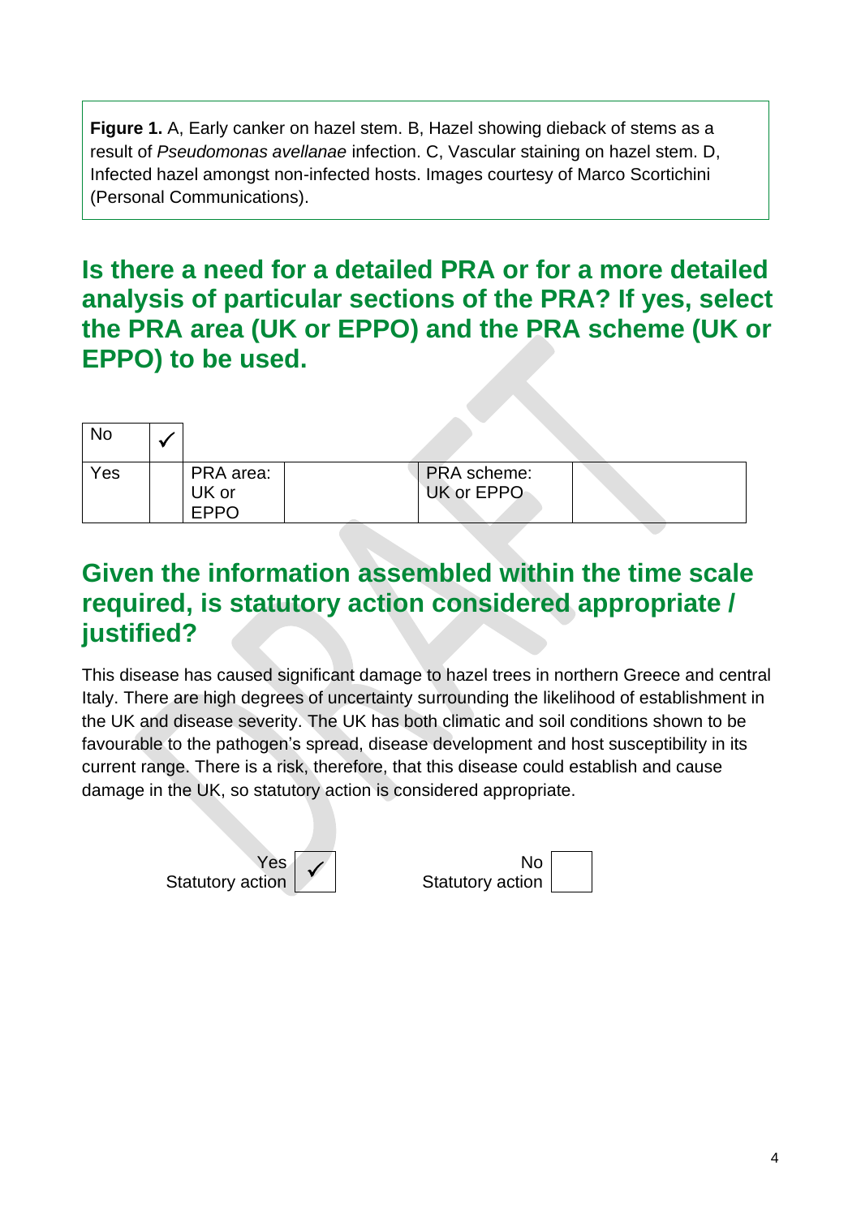**Figure 1.** A, Early canker on hazel stem. B, Hazel showing dieback of stems as a result of *Pseudomonas avellanae* infection. C, Vascular staining on hazel stem. D, Infected hazel amongst non-infected hosts. Images courtesy of Marco Scortichini (Personal Communications).

## Is there a need for a detailed PRA or for a more detailed analysis of particular sections of the PRA? If yes, select the PRA area (UK or EPPO) and the PRA scheme (UK or EPPO) to be used.

| | | | | | |
|---|---|---|---|---|---|
| No | ✓ | | | | |
| Yes | | PRA area: UK or EPPO | | PRA scheme: UK or EPPO | |

## Given the information assembled within the time scale required, is statutory action considered appropriate / justified?

This disease has caused significant damage to hazel trees in northern Greece and central Italy. There are high degrees of uncertainty surrounding the likelihood of establishment in the UK and disease severity. The UK has both climatic and soil conditions shown to be favourable to the pathogen's spread, disease development and host susceptibility in its current range. There is a risk, therefore, that this disease could establish and cause damage in the UK, so statutory action is considered appropriate.

| | | | |
|---|---|---|---|
| Yes Statutory action | ✓ | No Statutory action | |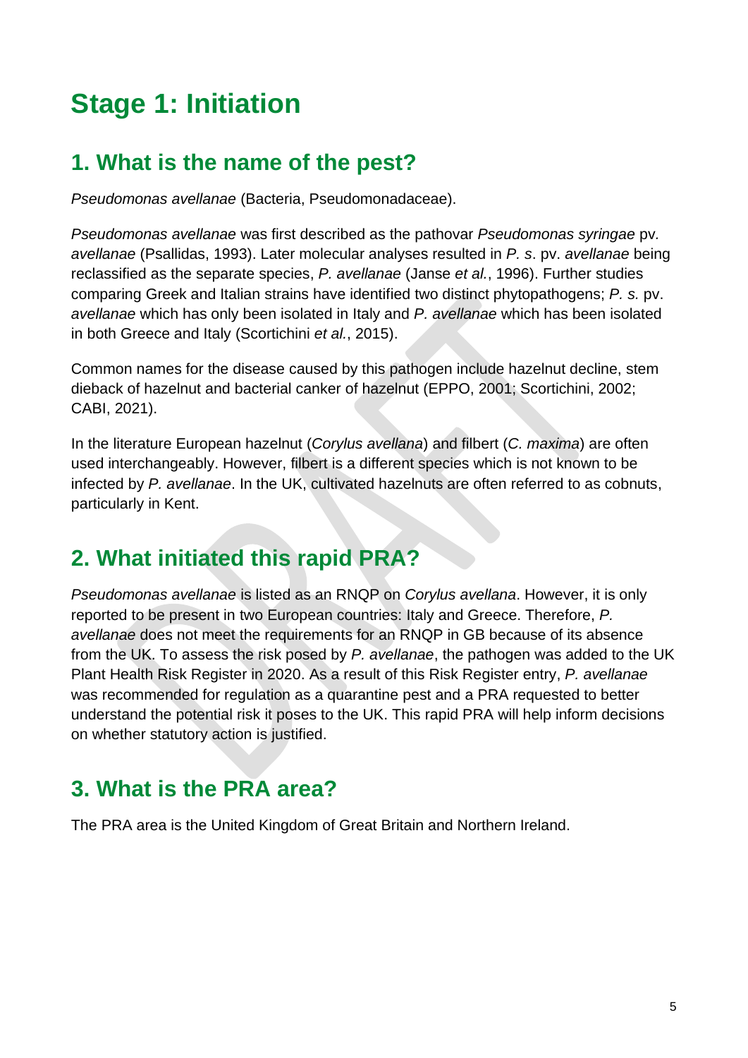# Stage 1: Initiation

## 1. What is the name of the pest?

*Pseudomonas avellanae* (Bacteria, Pseudomonadaceae).

*Pseudomonas avellanae* was first described as the pathovar *Pseudomonas syringae* pv. *avellanae* (Psallidas, 1993). Later molecular analyses resulted in *P. s*. pv. *avellanae* being reclassified as the separate species, *P. avellanae* (Janse *et al.*, 1996). Further studies comparing Greek and Italian strains have identified two distinct phytopathogens; *P. s.* pv. *avellanae* which has only been isolated in Italy and *P. avellanae* which has been isolated in both Greece and Italy (Scortichini *et al.*, 2015).

Common names for the disease caused by this pathogen include hazelnut decline, stem dieback of hazelnut and bacterial canker of hazelnut (EPPO, 2001; Scortichini, 2002; CABI, 2021).

In the literature European hazelnut (*Corylus avellana*) and filbert (*C. maxima*) are often used interchangeably. However, filbert is a different species which is not known to be infected by *P. avellanae*. In the UK, cultivated hazelnuts are often referred to as cobnuts, particularly in Kent.

## 2. What initiated this rapid PRA?

*Pseudomonas avellanae* is listed as an RNQP on *Corylus avellana*. However, it is only reported to be present in two European countries: Italy and Greece. Therefore, *P. avellanae* does not meet the requirements for an RNQP in GB because of its absence from the UK. To assess the risk posed by *P. avellanae*, the pathogen was added to the UK Plant Health Risk Register in 2020. As a result of this Risk Register entry, *P. avellanae* was recommended for regulation as a quarantine pest and a PRA requested to better understand the potential risk it poses to the UK. This rapid PRA will help inform decisions on whether statutory action is justified.

## 3. What is the PRA area?

The PRA area is the United Kingdom of Great Britain and Northern Ireland.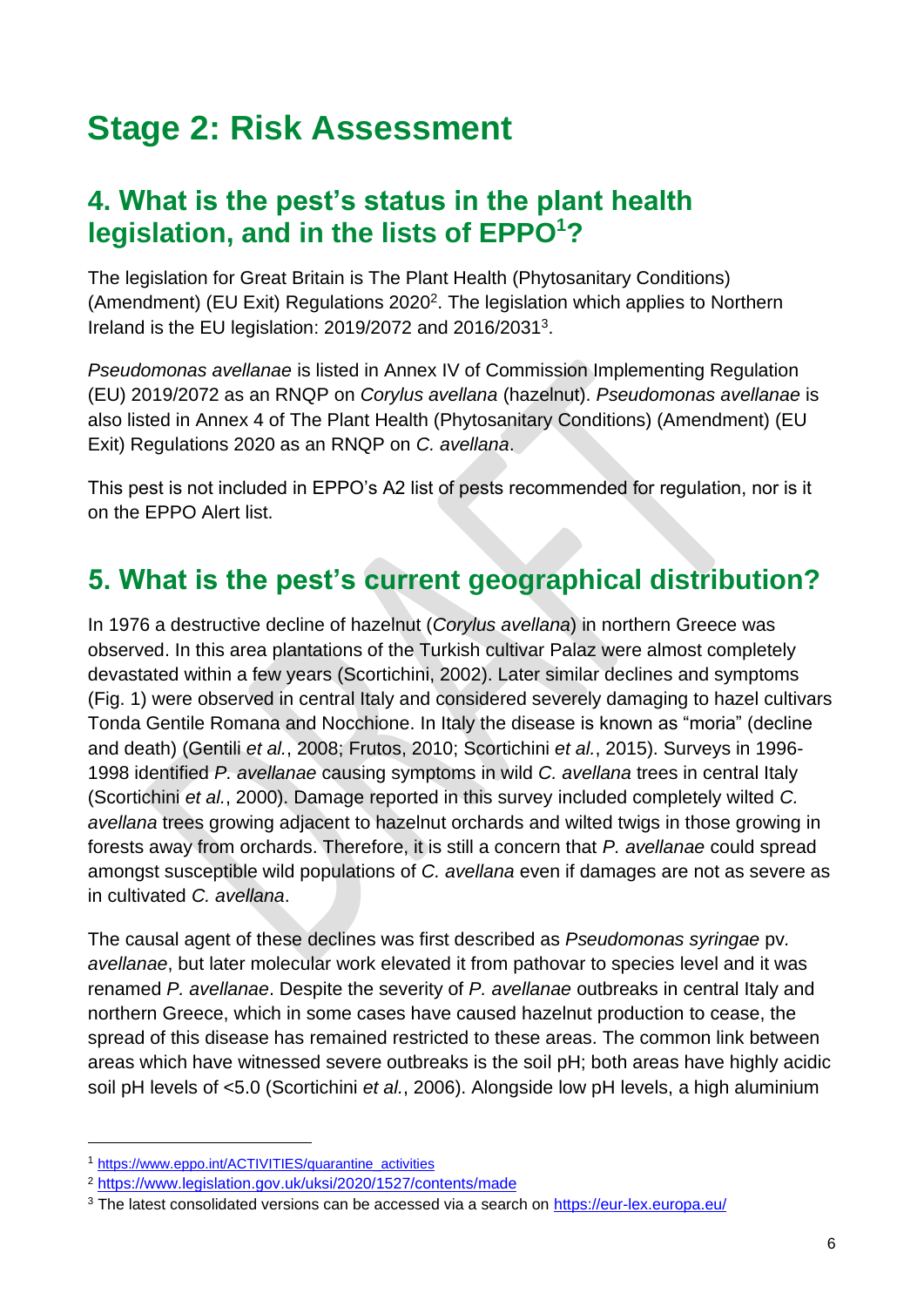# Stage 2: Risk Assessment

## 4. What is the pest's status in the plant health legislation, and in the lists of EPPO[1]?

The legislation for Great Britain is The Plant Health (Phytosanitary Conditions) (Amendment) (EU Exit) Regulations 2020[2]. The legislation which applies to Northern Ireland is the EU legislation: 2019/2072 and 2016/2031[3].

*Pseudomonas avellanae* is listed in Annex IV of Commission Implementing Regulation (EU) 2019/2072 as an RNQP on *Corylus avellana* (hazelnut). *Pseudomonas avellanae* is also listed in Annex 4 of The Plant Health (Phytosanitary Conditions) (Amendment) (EU Exit) Regulations 2020 as an RNQP on *C. avellana*.

This pest is not included in EPPO's A2 list of pests recommended for regulation, nor is it on the EPPO Alert list.

## 5. What is the pest's current geographical distribution?

In 1976 a destructive decline of hazelnut (*Corylus avellana*) in northern Greece was observed. In this area plantations of the Turkish cultivar Palaz were almost completely devastated within a few years (Scortichini, 2002). Later similar declines and symptoms (Fig. 1) were observed in central Italy and considered severely damaging to hazel cultivars Tonda Gentile Romana and Nocchione. In Italy the disease is known as "moria" (decline and death) (Gentili *et al.*, 2008; Frutos, 2010; Scortichini *et al.*, 2015). Surveys in 1996-1998 identified *P. avellanae* causing symptoms in wild *C. avellana* trees in central Italy (Scortichini *et al.*, 2000). Damage reported in this survey included completely wilted *C. avellana* trees growing adjacent to hazelnut orchards and wilted twigs in those growing in forests away from orchards. Therefore, it is still a concern that *P. avellanae* could spread amongst susceptible wild populations of *C. avellana* even if damages are not as severe as in cultivated *C. avellana*.

The causal agent of these declines was first described as *Pseudomonas syringae* pv. *avellanae*, but later molecular work elevated it from pathovar to species level and it was renamed *P. avellanae*. Despite the severity of *P. avellanae* outbreaks in central Italy and northern Greece, which in some cases have caused hazelnut production to cease, the spread of this disease has remained restricted to these areas. The common link between areas which have witnessed severe outbreaks is the soil pH; both areas have highly acidic soil pH levels of <5.0 (Scortichini *et al.*, 2006). Alongside low pH levels, a high aluminium

---

[1] https://www.eppo.int/ACTIVITIES/quarantine_activities

[2] https://www.legislation.gov.uk/uksi/2020/1527/contents/made

[3] The latest consolidated versions can be accessed via a search on https://eur-lex.europa.eu/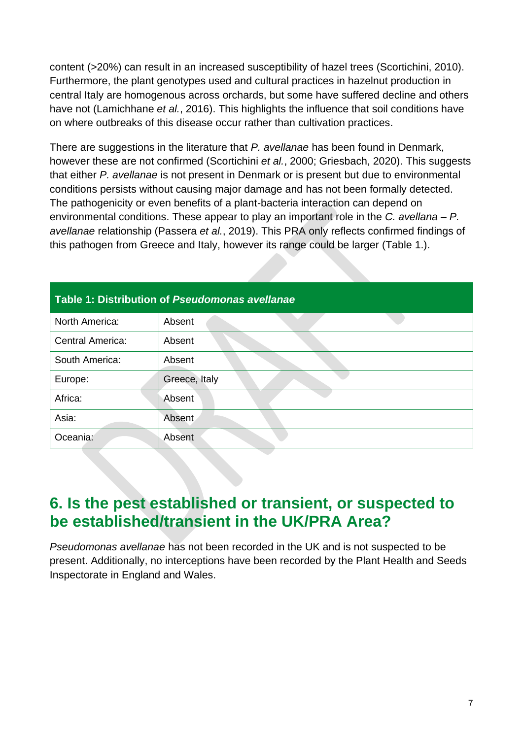content (>20%) can result in an increased susceptibility of hazel trees (Scortichini, 2010). Furthermore, the plant genotypes used and cultural practices in hazelnut production in central Italy are homogenous across orchards, but some have suffered decline and others have not (Lamichhane *et al.*, 2016). This highlights the influence that soil conditions have on where outbreaks of this disease occur rather than cultivation practices.

There are suggestions in the literature that *P. avellanae* has been found in Denmark, however these are not confirmed (Scortichini *et al.*, 2000; Griesbach, 2020). This suggests that either *P. avellanae* is not present in Denmark or is present but due to environmental conditions persists without causing major damage and has not been formally detected. The pathogenicity or even benefits of a plant-bacteria interaction can depend on environmental conditions. These appear to play an important role in the *C. avellana* – *P. avellanae* relationship (Passera *et al.*, 2019). This PRA only reflects confirmed findings of this pathogen from Greece and Italy, however its range could be larger (Table 1.).

| **Table 1: Distribution of *Pseudomonas avellanae*** | |
|---|---|
| North America: | Absent |
| Central America: | Absent |
| South America: | Absent |
| Europe: | Greece, Italy |
| Africa: | Absent |
| Asia: | Absent |
| Oceania: | Absent |

## 6. Is the pest established or transient, or suspected to be established/transient in the UK/PRA Area?

*Pseudomonas avellanae* has not been recorded in the UK and is not suspected to be present. Additionally, no interceptions have been recorded by the Plant Health and Seeds Inspectorate in England and Wales.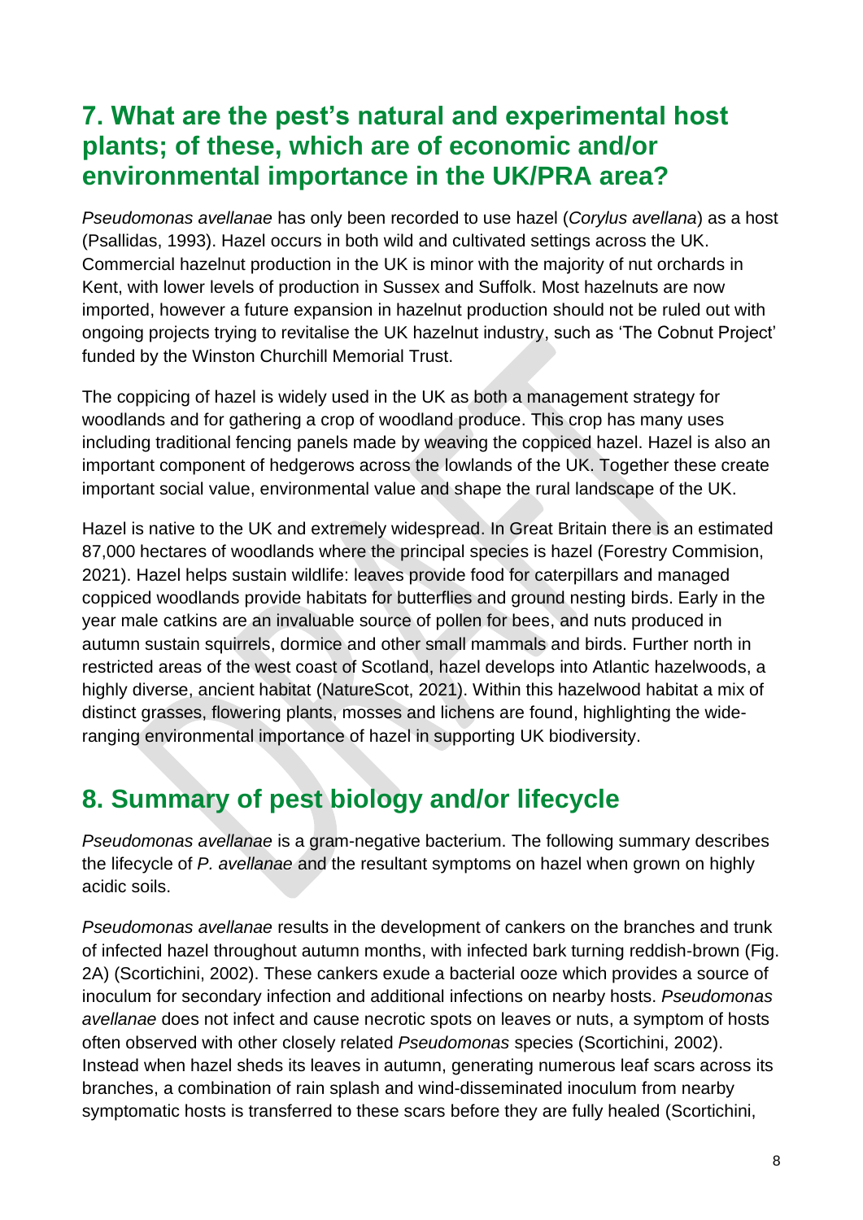## 7. What are the pest's natural and experimental host plants; of these, which are of economic and/or environmental importance in the UK/PRA area?

*Pseudomonas avellanae* has only been recorded to use hazel (*Corylus avellana*) as a host (Psallidas, 1993). Hazel occurs in both wild and cultivated settings across the UK. Commercial hazelnut production in the UK is minor with the majority of nut orchards in Kent, with lower levels of production in Sussex and Suffolk. Most hazelnuts are now imported, however a future expansion in hazelnut production should not be ruled out with ongoing projects trying to revitalise the UK hazelnut industry, such as 'The Cobnut Project' funded by the Winston Churchill Memorial Trust.

The coppicing of hazel is widely used in the UK as both a management strategy for woodlands and for gathering a crop of woodland produce. This crop has many uses including traditional fencing panels made by weaving the coppiced hazel. Hazel is also an important component of hedgerows across the lowlands of the UK. Together these create important social value, environmental value and shape the rural landscape of the UK.

Hazel is native to the UK and extremely widespread. In Great Britain there is an estimated 87,000 hectares of woodlands where the principal species is hazel (Forestry Commision, 2021). Hazel helps sustain wildlife: leaves provide food for caterpillars and managed coppiced woodlands provide habitats for butterflies and ground nesting birds. Early in the year male catkins are an invaluable source of pollen for bees, and nuts produced in autumn sustain squirrels, dormice and other small mammals and birds. Further north in restricted areas of the west coast of Scotland, hazel develops into Atlantic hazelwoods, a highly diverse, ancient habitat (NatureScot, 2021). Within this hazelwood habitat a mix of distinct grasses, flowering plants, mosses and lichens are found, highlighting the wide-ranging environmental importance of hazel in supporting UK biodiversity.

## 8. Summary of pest biology and/or lifecycle

*Pseudomonas avellanae* is a gram-negative bacterium. The following summary describes the lifecycle of *P. avellanae* and the resultant symptoms on hazel when grown on highly acidic soils.

*Pseudomonas avellanae* results in the development of cankers on the branches and trunk of infected hazel throughout autumn months, with infected bark turning reddish-brown (Fig. 2A) (Scortichini, 2002). These cankers exude a bacterial ooze which provides a source of inoculum for secondary infection and additional infections on nearby hosts. *Pseudomonas avellanae* does not infect and cause necrotic spots on leaves or nuts, a symptom of hosts often observed with other closely related *Pseudomonas* species (Scortichini, 2002). Instead when hazel sheds its leaves in autumn, generating numerous leaf scars across its branches, a combination of rain splash and wind-disseminated inoculum from nearby symptomatic hosts is transferred to these scars before they are fully healed (Scortichini,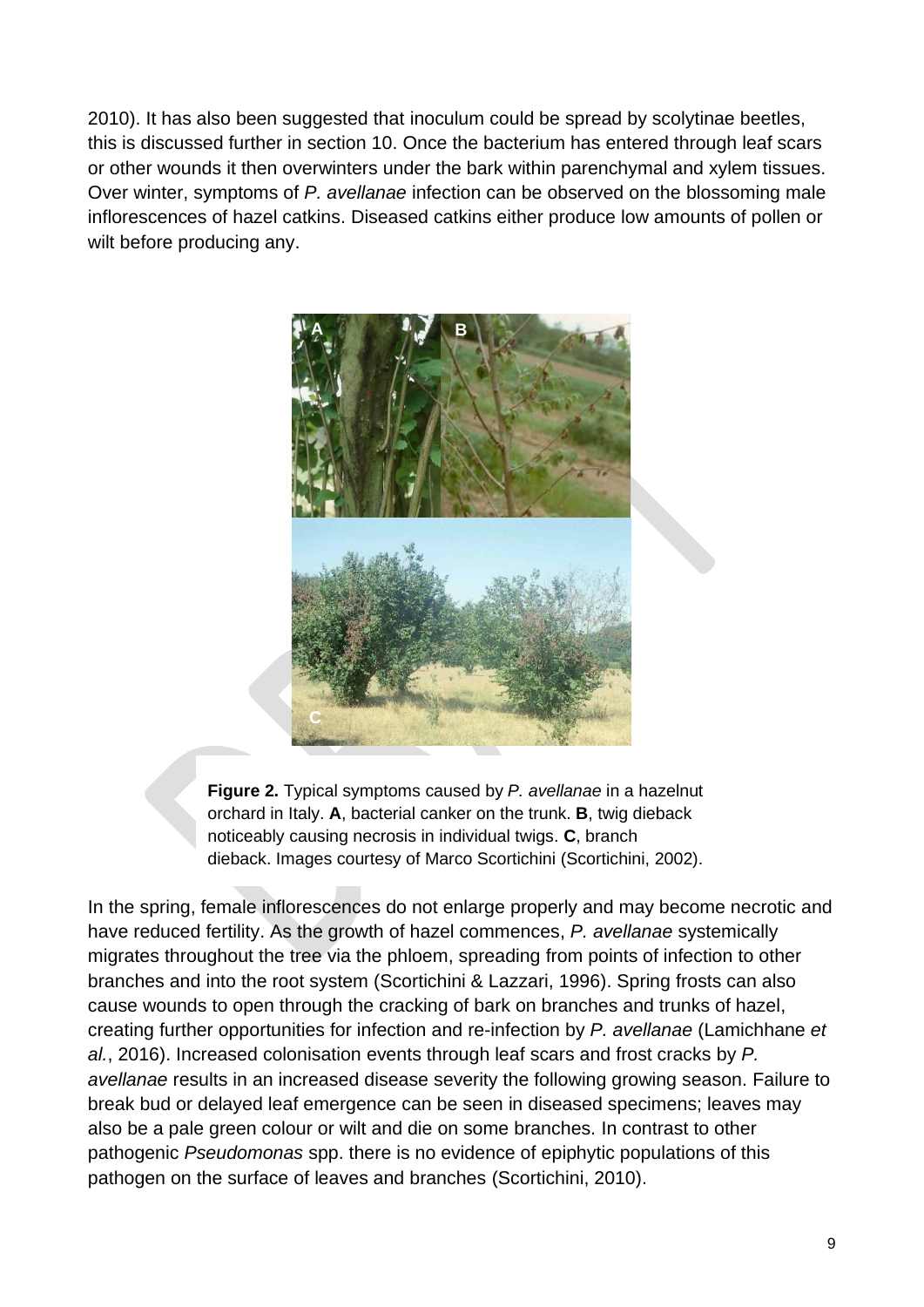2010). It has also been suggested that inoculum could be spread by scolytinae beetles, this is discussed further in section 10. Once the bacterium has entered through leaf scars or other wounds it then overwinters under the bark within parenchymal and xylem tissues. Over winter, symptoms of *P. avellanae* infection can be observed on the blossoming male inflorescences of hazel catkins. Diseased catkins either produce low amounts of pollen or wilt before producing any.

**Figure 2.** Typical symptoms caused by *P. avellanae* in a hazelnut orchard in Italy. **A**, bacterial canker on the trunk. **B**, twig dieback noticeably causing necrosis in individual twigs. **C**, branch dieback. Images courtesy of Marco Scortichini (Scortichini, 2002).

In the spring, female inflorescences do not enlarge properly and may become necrotic and have reduced fertility. As the growth of hazel commences, *P. avellanae* systemically migrates throughout the tree via the phloem, spreading from points of infection to other branches and into the root system (Scortichini & Lazzari, 1996). Spring frosts can also cause wounds to open through the cracking of bark on branches and trunks of hazel, creating further opportunities for infection and re-infection by *P. avellanae* (Lamichhane *et al.*, 2016). Increased colonisation events through leaf scars and frost cracks by *P. avellanae* results in an increased disease severity the following growing season. Failure to break bud or delayed leaf emergence can be seen in diseased specimens; leaves may also be a pale green colour or wilt and die on some branches. In contrast to other pathogenic *Pseudomonas* spp. there is no evidence of epiphytic populations of this pathogen on the surface of leaves and branches (Scortichini, 2010).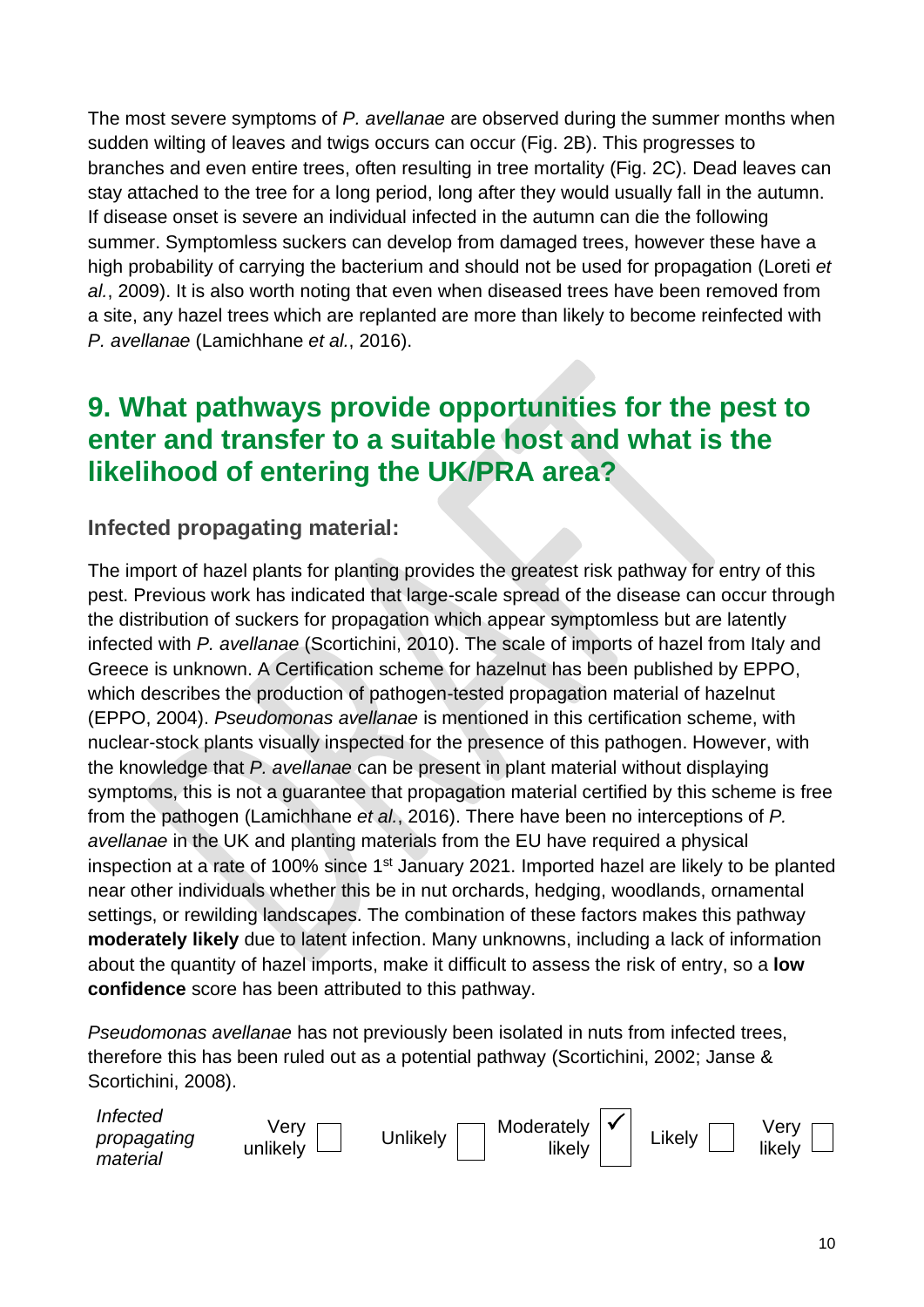The most severe symptoms of *P. avellanae* are observed during the summer months when sudden wilting of leaves and twigs occurs can occur (Fig. 2B). This progresses to branches and even entire trees, often resulting in tree mortality (Fig. 2C). Dead leaves can stay attached to the tree for a long period, long after they would usually fall in the autumn. If disease onset is severe an individual infected in the autumn can die the following summer. Symptomless suckers can develop from damaged trees, however these have a high probability of carrying the bacterium and should not be used for propagation (Loreti *et al.*, 2009). It is also worth noting that even when diseased trees have been removed from a site, any hazel trees which are replanted are more than likely to become reinfected with *P. avellanae* (Lamichhane *et al.*, 2016).

## 9. What pathways provide opportunities for the pest to enter and transfer to a suitable host and what is the likelihood of entering the UK/PRA area?

### Infected propagating material:

The import of hazel plants for planting provides the greatest risk pathway for entry of this pest. Previous work has indicated that large-scale spread of the disease can occur through the distribution of suckers for propagation which appear symptomless but are latently infected with *P. avellanae* (Scortichini, 2010). The scale of imports of hazel from Italy and Greece is unknown. A Certification scheme for hazelnut has been published by EPPO, which describes the production of pathogen-tested propagation material of hazelnut (EPPO, 2004). *Pseudomonas avellanae* is mentioned in this certification scheme, with nuclear-stock plants visually inspected for the presence of this pathogen. However, with the knowledge that *P. avellanae* can be present in plant material without displaying symptoms, this is not a guarantee that propagation material certified by this scheme is free from the pathogen (Lamichhane *et al.*, 2016). There have been no interceptions of *P. avellanae* in the UK and planting materials from the EU have required a physical inspection at a rate of 100% since 1st January 2021. Imported hazel are likely to be planted near other individuals whether this be in nut orchards, hedging, woodlands, ornamental settings, or rewilding landscapes. The combination of these factors makes this pathway **moderately likely** due to latent infection. Many unknowns, including a lack of information about the quantity of hazel imports, make it difficult to assess the risk of entry, so a **low confidence** score has been attributed to this pathway.

*Pseudomonas avellanae* has not previously been isolated in nuts from infected trees, therefore this has been ruled out as a potential pathway (Scortichini, 2002; Janse & Scortichini, 2008).

| *Infected propagating material* | Very unlikely | Unlikely | Moderately likely | Likely | Very likely |
|---|---|---|---|---|---|
| | ☐ | ☐ | ✓ | ☐ | ☐ |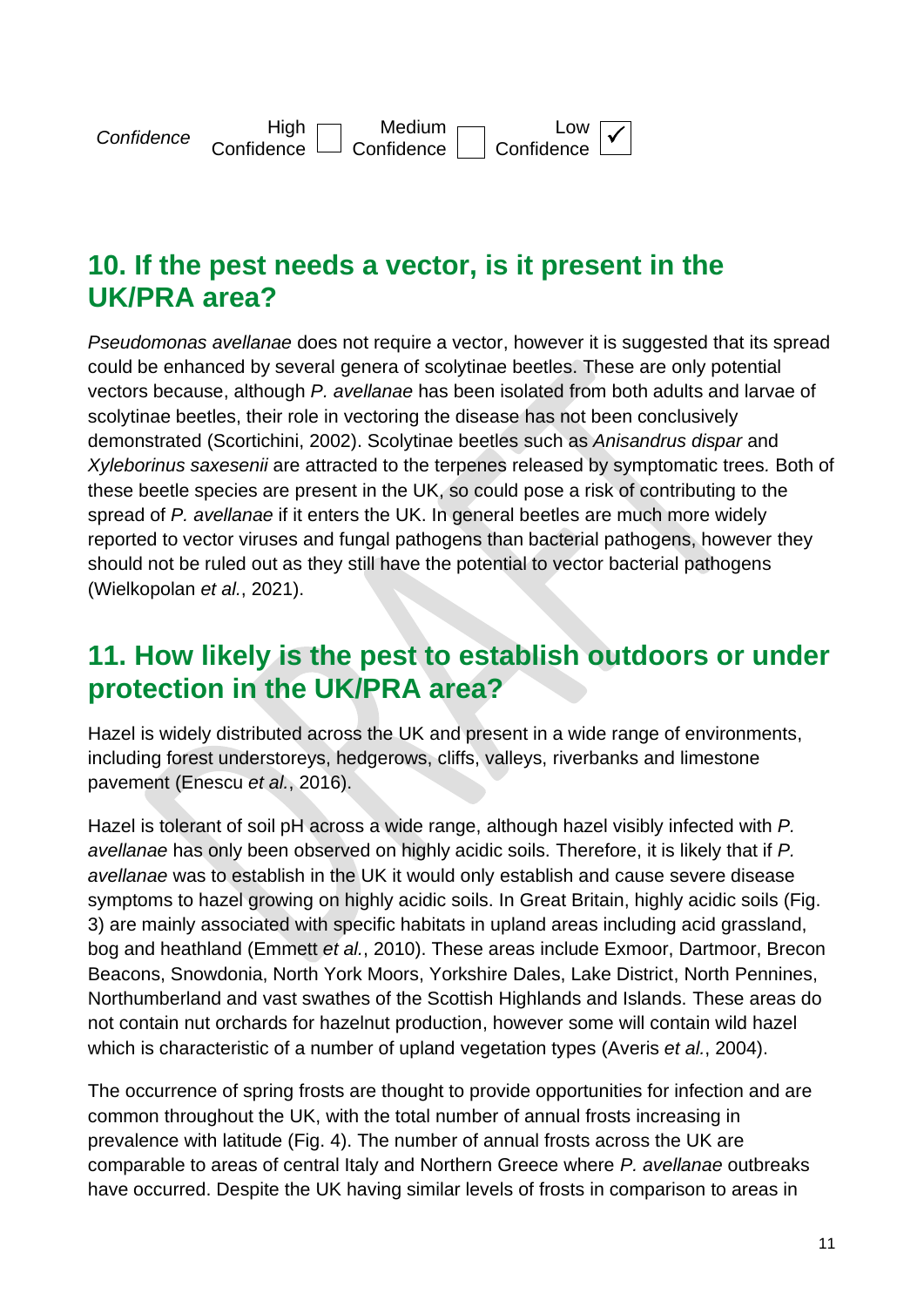| *Confidence* | High Confidence ☐ | Medium Confidence ☐ | Low Confidence ☑ |
|---|---|---|---|

## 10. If the pest needs a vector, is it present in the UK/PRA area?

*Pseudomonas avellanae* does not require a vector, however it is suggested that its spread could be enhanced by several genera of scolytinae beetles. These are only potential vectors because, although *P. avellanae* has been isolated from both adults and larvae of scolytinae beetles, their role in vectoring the disease has not been conclusively demonstrated (Scortichini, 2002). Scolytinae beetles such as *Anisandrus dispar* and *Xyleborinus saxesenii* are attracted to the terpenes released by symptomatic trees. Both of these beetle species are present in the UK, so could pose a risk of contributing to the spread of *P. avellanae* if it enters the UK. In general beetles are much more widely reported to vector viruses and fungal pathogens than bacterial pathogens, however they should not be ruled out as they still have the potential to vector bacterial pathogens (Wielkopolan *et al.*, 2021).

## 11. How likely is the pest to establish outdoors or under protection in the UK/PRA area?

Hazel is widely distributed across the UK and present in a wide range of environments, including forest understoreys, hedgerows, cliffs, valleys, riverbanks and limestone pavement (Enescu *et al.*, 2016).

Hazel is tolerant of soil pH across a wide range, although hazel visibly infected with *P. avellanae* has only been observed on highly acidic soils. Therefore, it is likely that if *P. avellanae* was to establish in the UK it would only establish and cause severe disease symptoms to hazel growing on highly acidic soils. In Great Britain, highly acidic soils (Fig. 3) are mainly associated with specific habitats in upland areas including acid grassland, bog and heathland (Emmett *et al.*, 2010). These areas include Exmoor, Dartmoor, Brecon Beacons, Snowdonia, North York Moors, Yorkshire Dales, Lake District, North Pennines, Northumberland and vast swathes of the Scottish Highlands and Islands. These areas do not contain nut orchards for hazelnut production, however some will contain wild hazel which is characteristic of a number of upland vegetation types (Averis *et al.*, 2004).

The occurrence of spring frosts are thought to provide opportunities for infection and are common throughout the UK, with the total number of annual frosts increasing in prevalence with latitude (Fig. 4). The number of annual frosts across the UK are comparable to areas of central Italy and Northern Greece where *P. avellanae* outbreaks have occurred. Despite the UK having similar levels of frosts in comparison to areas in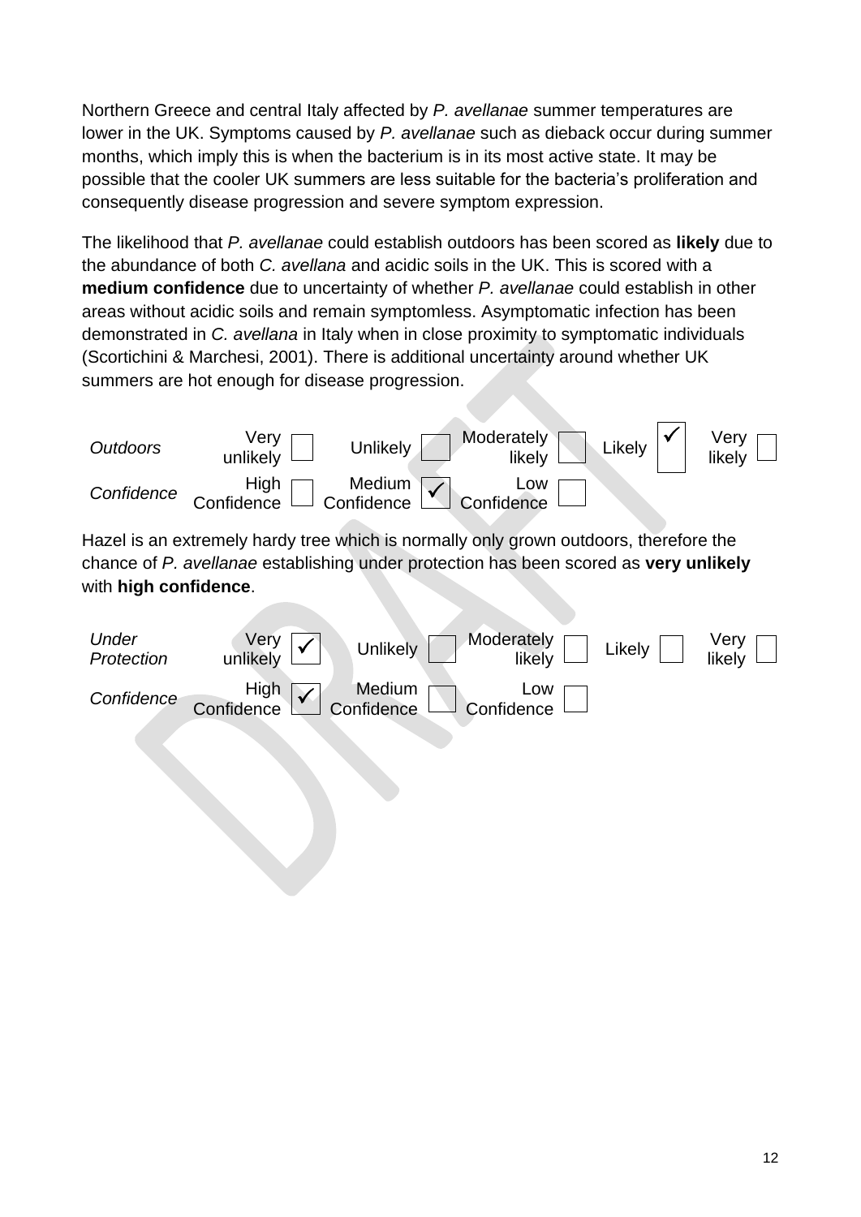Northern Greece and central Italy affected by *P. avellanae* summer temperatures are lower in the UK. Symptoms caused by *P. avellanae* such as dieback occur during summer months, which imply this is when the bacterium is in its most active state. It may be possible that the cooler UK summers are less suitable for the bacteria's proliferation and consequently disease progression and severe symptom expression.

The likelihood that *P. avellanae* could establish outdoors has been scored as **likely** due to the abundance of both *C. avellana* and acidic soils in the UK. This is scored with a **medium confidence** due to uncertainty of whether *P. avellanae* could establish in other areas without acidic soils and remain symptomless. Asymptomatic infection has been demonstrated in *C. avellana* in Italy when in close proximity to symptomatic individuals (Scortichini & Marchesi, 2001). There is additional uncertainty around whether UK summers are hot enough for disease progression.

| *Outdoors* | Very unlikely ☐ | Unlikely ☐ | Moderately likely ☐ | Likely ☑ | Very likely ☐ |
|---|---|---|---|---|---|
| *Confidence* | High Confidence ☐ | Medium Confidence ☑ | Low Confidence ☐ | | |

Hazel is an extremely hardy tree which is normally only grown outdoors, therefore the chance of *P. avellanae* establishing under protection has been scored as **very unlikely** with **high confidence**.

| *Under Protection* | Very unlikely ☑ | Unlikely ☐ | Moderately likely ☐ | Likely ☐ | Very likely ☐ |
|---|---|---|---|---|---|
| *Confidence* | High Confidence ☑ | Medium Confidence ☐ | Low Confidence ☐ | | |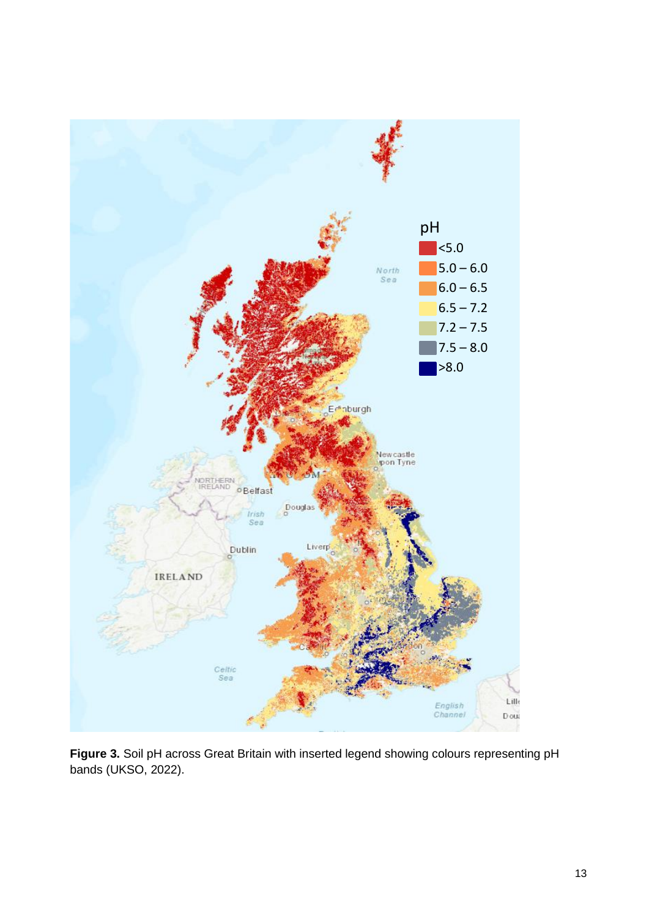**Figure 3.** Soil pH across Great Britain with inserted legend showing colours representing pH bands (UKSO, 2022).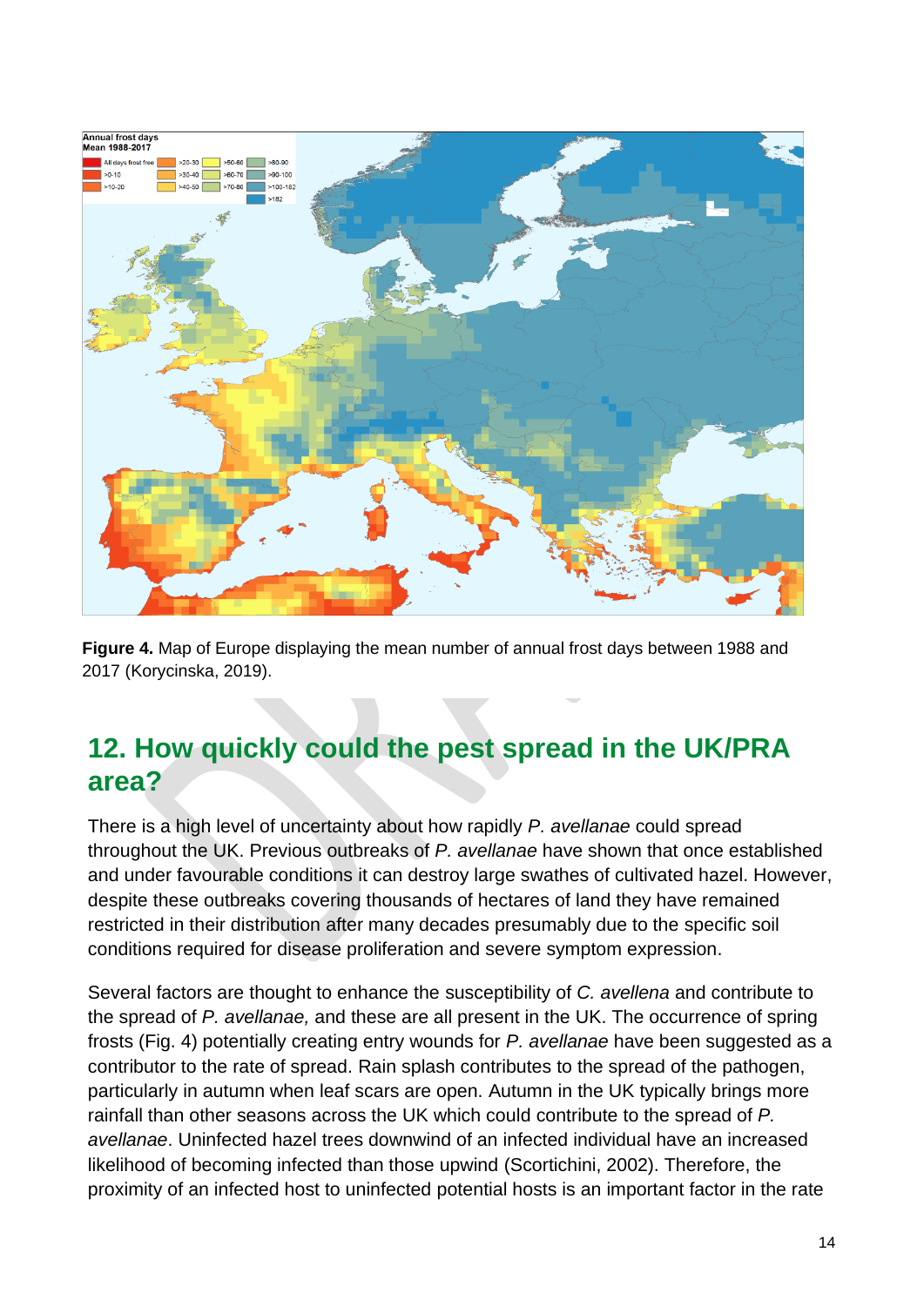**Figure 4.** Map of Europe displaying the mean number of annual frost days between 1988 and 2017 (Korycinska, 2019).

## 12. How quickly could the pest spread in the UK/PRA area?

There is a high level of uncertainty about how rapidly *P. avellanae* could spread throughout the UK. Previous outbreaks of *P. avellanae* have shown that once established and under favourable conditions it can destroy large swathes of cultivated hazel. However, despite these outbreaks covering thousands of hectares of land they have remained restricted in their distribution after many decades presumably due to the specific soil conditions required for disease proliferation and severe symptom expression.

Several factors are thought to enhance the susceptibility of *C. avellena* and contribute to the spread of *P. avellanae,* and these are all present in the UK. The occurrence of spring frosts (Fig. 4) potentially creating entry wounds for *P. avellanae* have been suggested as a contributor to the rate of spread. Rain splash contributes to the spread of the pathogen, particularly in autumn when leaf scars are open. Autumn in the UK typically brings more rainfall than other seasons across the UK which could contribute to the spread of *P. avellanae*. Uninfected hazel trees downwind of an infected individual have an increased likelihood of becoming infected than those upwind (Scortichini, 2002). Therefore, the proximity of an infected host to uninfected potential hosts is an important factor in the rate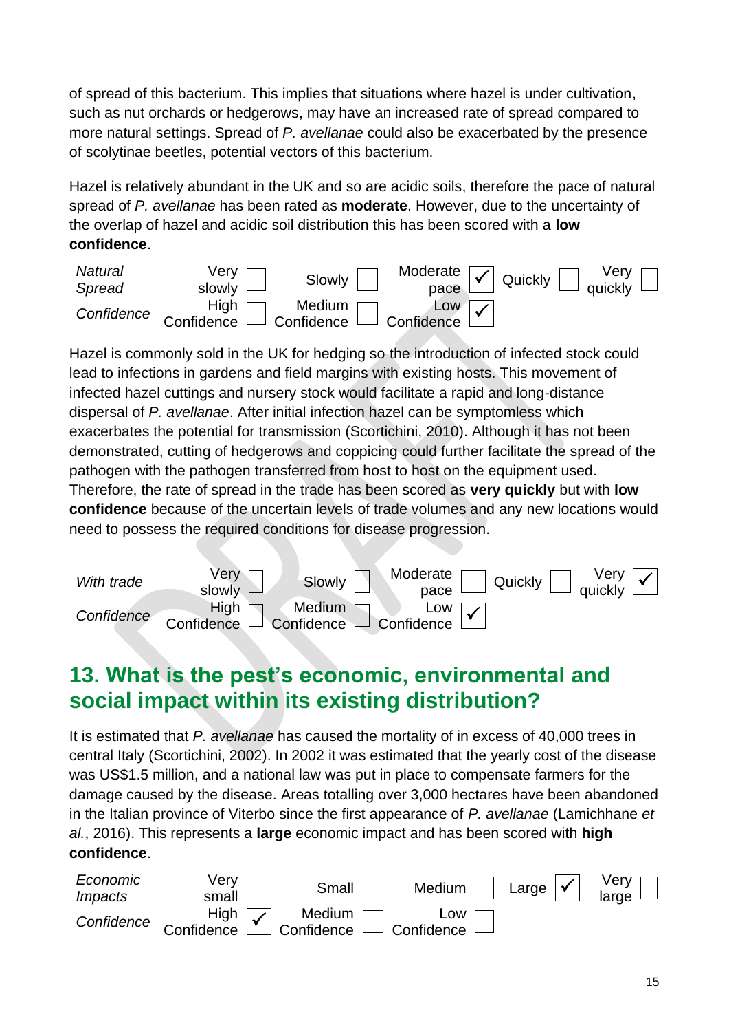of spread of this bacterium. This implies that situations where hazel is under cultivation, such as nut orchards or hedgerows, may have an increased rate of spread compared to more natural settings. Spread of *P. avellanae* could also be exacerbated by the presence of scolytinae beetles, potential vectors of this bacterium.

Hazel is relatively abundant in the UK and so are acidic soils, therefore the pace of natural spread of *P. avellanae* has been rated as **moderate**. However, due to the uncertainty of the overlap of hazel and acidic soil distribution this has been scored with a **low confidence**.

| *Natural Spread* | Very slowly ☐ | Slowly ☐ | Moderate pace ☑ | Quickly ☐ | Very quickly ☐ |
|---|---|---|---|---|---|
| *Confidence* | High Confidence ☐ | Medium Confidence ☐ | Low Confidence ☑ | | |

Hazel is commonly sold in the UK for hedging so the introduction of infected stock could lead to infections in gardens and field margins with existing hosts. This movement of infected hazel cuttings and nursery stock would facilitate a rapid and long-distance dispersal of *P. avellanae*. After initial infection hazel can be symptomless which exacerbates the potential for transmission (Scortichini, 2010). Although it has not been demonstrated, cutting of hedgerows and coppicing could further facilitate the spread of the pathogen with the pathogen transferred from host to host on the equipment used. Therefore, the rate of spread in the trade has been scored as **very quickly** but with **low confidence** because of the uncertain levels of trade volumes and any new locations would need to possess the required conditions for disease progression.

| *With trade* | Very slowly ☐ | Slowly ☐ | Moderate pace ☐ | Quickly ☐ | Very quickly ☑ |
|---|---|---|---|---|---|
| *Confidence* | High Confidence ☐ | Medium Confidence ☐ | Low Confidence ☑ | | |

## 13. What is the pest's economic, environmental and social impact within its existing distribution?

It is estimated that *P. avellanae* has caused the mortality of in excess of 40,000 trees in central Italy (Scortichini, 2002). In 2002 it was estimated that the yearly cost of the disease was US$1.5 million, and a national law was put in place to compensate farmers for the damage caused by the disease. Areas totalling over 3,000 hectares have been abandoned in the Italian province of Viterbo since the first appearance of *P. avellanae* (Lamichhane *et al.*, 2016). This represents a **large** economic impact and has been scored with **high confidence**.

| *Economic Impacts* | Very small ☐ | Small ☐ | Medium ☐ | Large ☑ | Very large ☐ |
|---|---|---|---|---|---|
| *Confidence* | High Confidence ☑ | Medium Confidence ☐ | Low Confidence ☐ | | |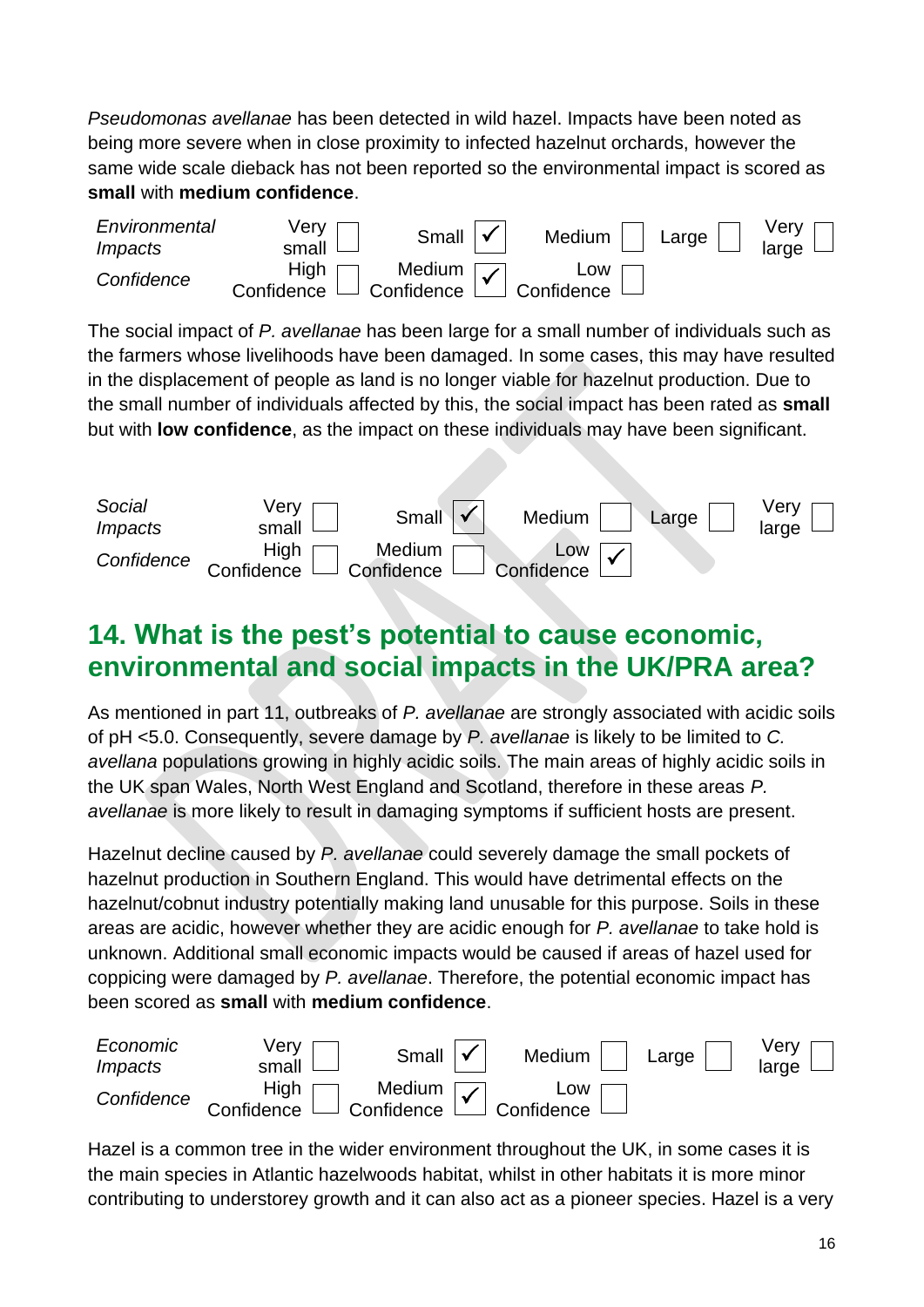*Pseudomonas avellanae* has been detected in wild hazel. Impacts have been noted as being more severe when in close proximity to infected hazelnut orchards, however the same wide scale dieback has not been reported so the environmental impact is scored as **small** with **medium confidence**.

| *Environmental Impacts* | Very small ☐ | Small ☑ | Medium ☐ | Large ☐ | Very large ☐ |
|---|---|---|---|---|---|
| *Confidence* | High Confidence ☐ | Medium Confidence ☑ | Low Confidence ☐ | | |

The social impact of *P. avellanae* has been large for a small number of individuals such as the farmers whose livelihoods have been damaged. In some cases, this may have resulted in the displacement of people as land is no longer viable for hazelnut production. Due to the small number of individuals affected by this, the social impact has been rated as **small** but with **low confidence**, as the impact on these individuals may have been significant.

| *Social Impacts* | Very small ☐ | Small ☑ | Medium ☐ | Large ☐ | Very large ☐ |
|---|---|---|---|---|---|
| *Confidence* | High Confidence ☐ | Medium Confidence ☐ | Low Confidence ☑ | | |

## 14. What is the pest's potential to cause economic, environmental and social impacts in the UK/PRA area?

As mentioned in part 11, outbreaks of *P. avellanae* are strongly associated with acidic soils of pH <5.0. Consequently, severe damage by *P. avellanae* is likely to be limited to *C. avellana* populations growing in highly acidic soils. The main areas of highly acidic soils in the UK span Wales, North West England and Scotland, therefore in these areas *P. avellanae* is more likely to result in damaging symptoms if sufficient hosts are present.

Hazelnut decline caused by *P. avellanae* could severely damage the small pockets of hazelnut production in Southern England. This would have detrimental effects on the hazelnut/cobnut industry potentially making land unusable for this purpose. Soils in these areas are acidic, however whether they are acidic enough for *P. avellanae* to take hold is unknown. Additional small economic impacts would be caused if areas of hazel used for coppicing were damaged by *P. avellanae*. Therefore, the potential economic impact has been scored as **small** with **medium confidence**.

| *Economic Impacts* | Very small ☐ | Small ☑ | Medium ☐ | Large ☐ | Very large ☐ |
|---|---|---|---|---|---|
| *Confidence* | High Confidence ☐ | Medium Confidence ☑ | Low Confidence ☐ | | |

Hazel is a common tree in the wider environment throughout the UK, in some cases it is the main species in Atlantic hazelwoods habitat, whilst in other habitats it is more minor contributing to understorey growth and it can also act as a pioneer species. Hazel is a very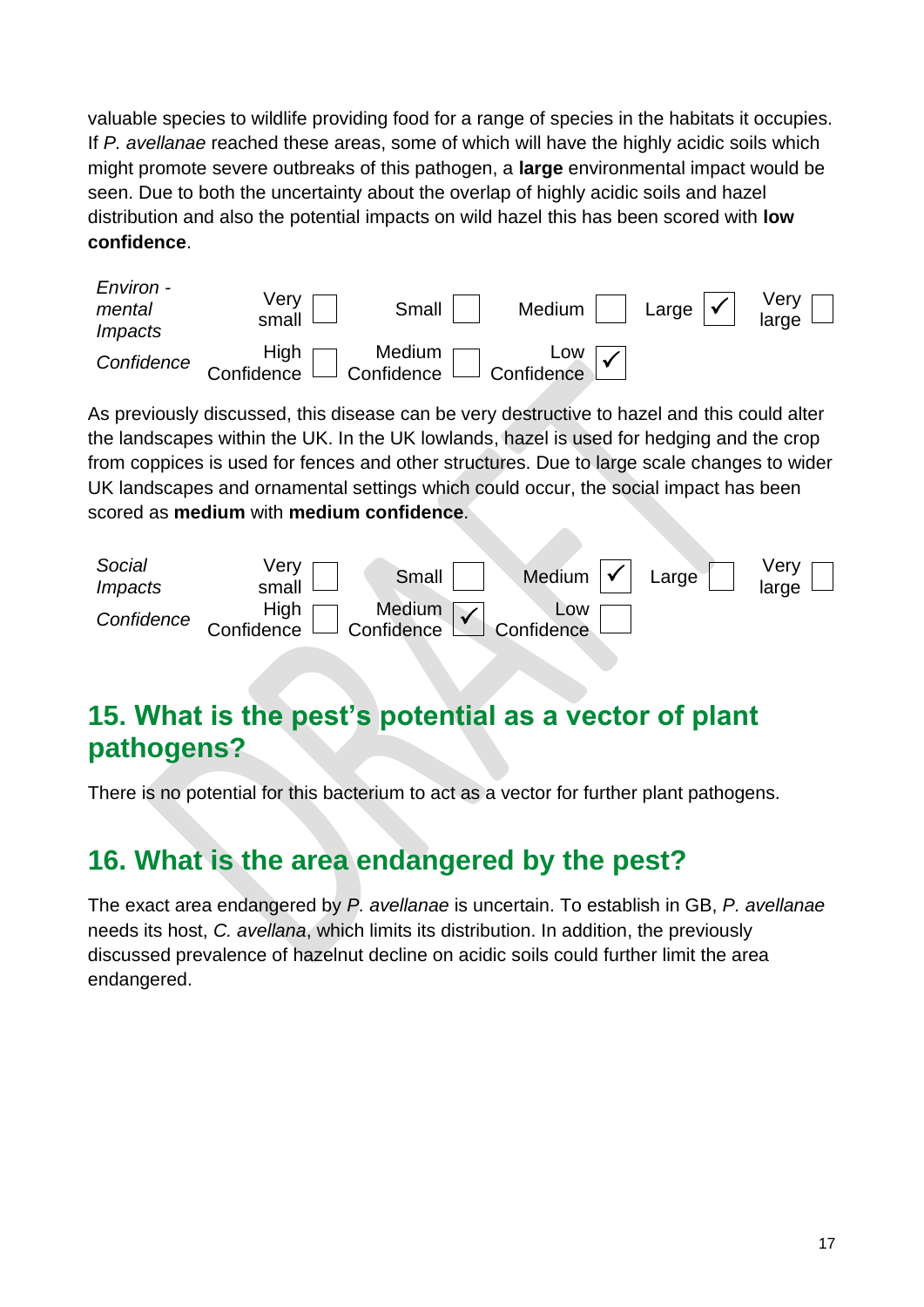valuable species to wildlife providing food for a range of species in the habitats it occupies. If *P. avellanae* reached these areas, some of which will have the highly acidic soils which might promote severe outbreaks of this pathogen, a **large** environmental impact would be seen. Due to both the uncertainty about the overlap of highly acidic soils and hazel distribution and also the potential impacts on wild hazel this has been scored with **low confidence**.

| *Environmental Impacts* | Very small ☐ | Small ☐ | Medium ☐ | Large ☑ | Very large ☐ |
|---|---|---|---|---|---|
| *Confidence* | High Confidence ☐ | Medium Confidence ☐ | Low Confidence ☑ | | |

As previously discussed, this disease can be very destructive to hazel and this could alter the landscapes within the UK. In the UK lowlands, hazel is used for hedging and the crop from coppices is used for fences and other structures. Due to large scale changes to wider UK landscapes and ornamental settings which could occur, the social impact has been scored as **medium** with **medium confidence**.

| *Social Impacts* | Very small ☐ | Small ☐ | Medium ☑ | Large ☐ | Very large ☐ |
|---|---|---|---|---|---|
| *Confidence* | High Confidence ☐ | Medium Confidence ☑ | Low Confidence ☐ | | |

## 15. What is the pest's potential as a vector of plant pathogens?

There is no potential for this bacterium to act as a vector for further plant pathogens.

## 16. What is the area endangered by the pest?

The exact area endangered by *P. avellanae* is uncertain. To establish in GB, *P. avellanae* needs its host, *C. avellana*, which limits its distribution. In addition, the previously discussed prevalence of hazelnut decline on acidic soils could further limit the area endangered.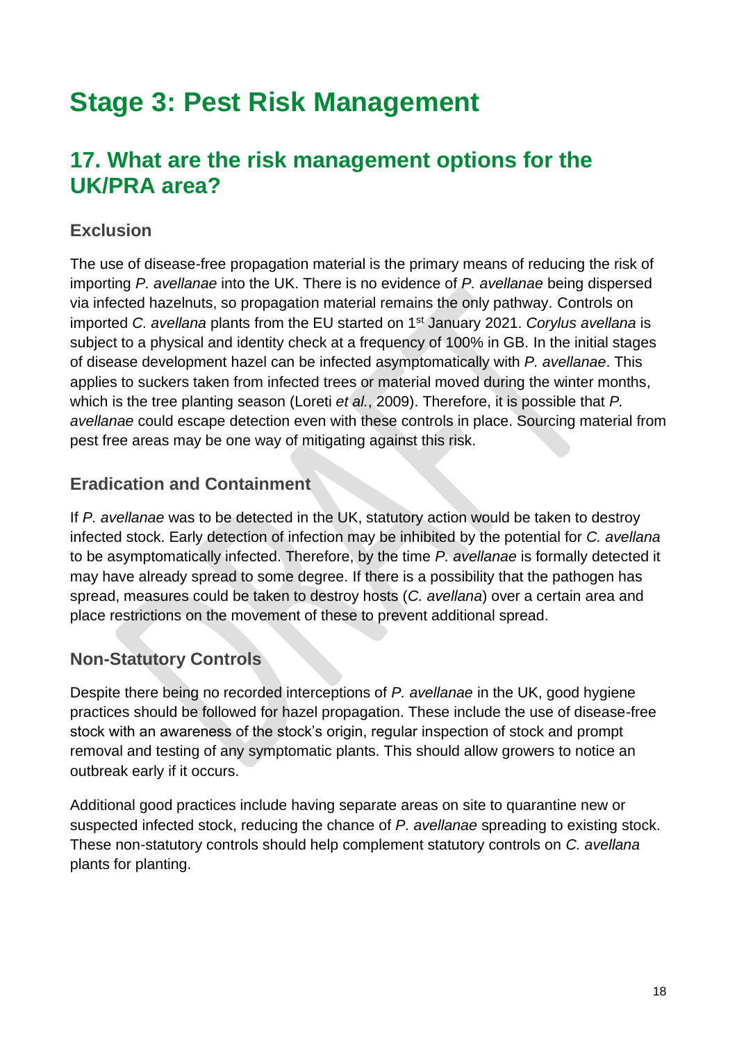# Stage 3: Pest Risk Management

## 17. What are the risk management options for the UK/PRA area?

### Exclusion

The use of disease-free propagation material is the primary means of reducing the risk of importing *P. avellanae* into the UK. There is no evidence of *P. avellanae* being dispersed via infected hazelnuts, so propagation material remains the only pathway. Controls on imported *C. avellana* plants from the EU started on 1st January 2021. *Corylus avellana* is subject to a physical and identity check at a frequency of 100% in GB. In the initial stages of disease development hazel can be infected asymptomatically with *P. avellanae*. This applies to suckers taken from infected trees or material moved during the winter months, which is the tree planting season (Loreti *et al.*, 2009). Therefore, it is possible that *P. avellanae* could escape detection even with these controls in place. Sourcing material from pest free areas may be one way of mitigating against this risk.

### Eradication and Containment

If *P. avellanae* was to be detected in the UK, statutory action would be taken to destroy infected stock. Early detection of infection may be inhibited by the potential for *C. avellana* to be asymptomatically infected. Therefore, by the time *P. avellanae* is formally detected it may have already spread to some degree. If there is a possibility that the pathogen has spread, measures could be taken to destroy hosts (*C. avellana*) over a certain area and place restrictions on the movement of these to prevent additional spread.

### Non-Statutory Controls

Despite there being no recorded interceptions of *P. avellanae* in the UK, good hygiene practices should be followed for hazel propagation. These include the use of disease-free stock with an awareness of the stock's origin, regular inspection of stock and prompt removal and testing of any symptomatic plants. This should allow growers to notice an outbreak early if it occurs.

Additional good practices include having separate areas on site to quarantine new or suspected infected stock, reducing the chance of *P. avellanae* spreading to existing stock. These non-statutory controls should help complement statutory controls on *C. avellana* plants for planting.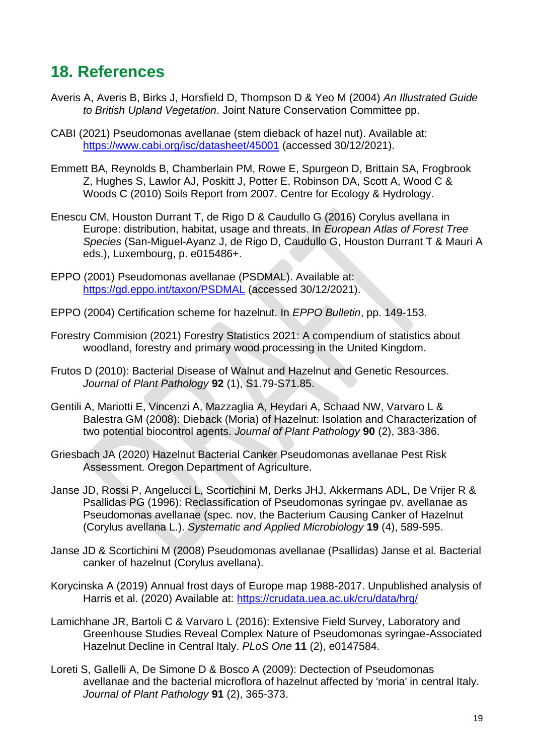## 18. References

Averis A, Averis B, Birks J, Horsfield D, Thompson D & Yeo M (2004) *An Illustrated Guide to British Upland Vegetation*. Joint Nature Conservation Committee pp.

CABI (2021) Pseudomonas avellanae (stem dieback of hazel nut). Available at: https://www.cabi.org/isc/datasheet/45001 (accessed 30/12/2021).

Emmett BA, Reynolds B, Chamberlain PM, Rowe E, Spurgeon D, Brittain SA, Frogbrook Z, Hughes S, Lawlor AJ, Poskitt J, Potter E, Robinson DA, Scott A, Wood C & Woods C (2010) Soils Report from 2007. Centre for Ecology & Hydrology.

Enescu CM, Houston Durrant T, de Rigo D & Caudullo G (2016) Corylus avellana in Europe: distribution, habitat, usage and threats. In *European Atlas of Forest Tree Species* (San-Miguel-Ayanz J, de Rigo D, Caudullo G, Houston Durrant T & Mauri A eds.), Luxembourg, p. e015486+.

EPPO (2001) Pseudomonas avellanae (PSDMAL). Available at: https://gd.eppo.int/taxon/PSDMAL (accessed 30/12/2021).

EPPO (2004) Certification scheme for hazelnut. In *EPPO Bulletin*, pp. 149-153.

Forestry Commision (2021) Forestry Statistics 2021: A compendium of statistics about woodland, forestry and primary wood processing in the United Kingdom.

Frutos D (2010): Bacterial Disease of Walnut and Hazelnut and Genetic Resources. *Journal of Plant Pathology* **92** (1), S1.79-S71.85.

Gentili A, Mariotti E, Vincenzi A, Mazzaglia A, Heydari A, Schaad NW, Varvaro L & Balestra GM (2008): Dieback (Moria) of Hazelnut: Isolation and Characterization of two potential biocontrol agents. *Journal of Plant Pathology* **90** (2), 383-386.

Griesbach JA (2020) Hazelnut Bacterial Canker Pseudomonas avellanae Pest Risk Assessment. Oregon Department of Agriculture.

Janse JD, Rossi P, Angelucci L, Scortichini M, Derks JHJ, Akkermans ADL, De Vrijer R & Psallidas PG (1996): Reclassification of Pseudomonas syringae pv. avellanae as Pseudomonas avellanae (spec. nov, the Bacterium Causing Canker of Hazelnut (Corylus avellana L.). *Systematic and Applied Microbiology* **19** (4), 589-595.

Janse JD & Scortichini M (2008) Pseudomonas avellanae (Psallidas) Janse et al. Bacterial canker of hazelnut (Corylus avellana).

Korycinska A (2019) Annual frost days of Europe map 1988-2017. Unpublished analysis of Harris et al. (2020) Available at: https://crudata.uea.ac.uk/cru/data/hrg/

Lamichhane JR, Bartoli C & Varvaro L (2016): Extensive Field Survey, Laboratory and Greenhouse Studies Reveal Complex Nature of Pseudomonas syringae-Associated Hazelnut Decline in Central Italy. *PLoS One* **11** (2), e0147584.

Loreti S, Gallelli A, De Simone D & Bosco A (2009): Dectection of Pseudomonas avellanae and the bacterial microflora of hazelnut affected by 'moria' in central Italy. *Journal of Plant Pathology* **91** (2), 365-373.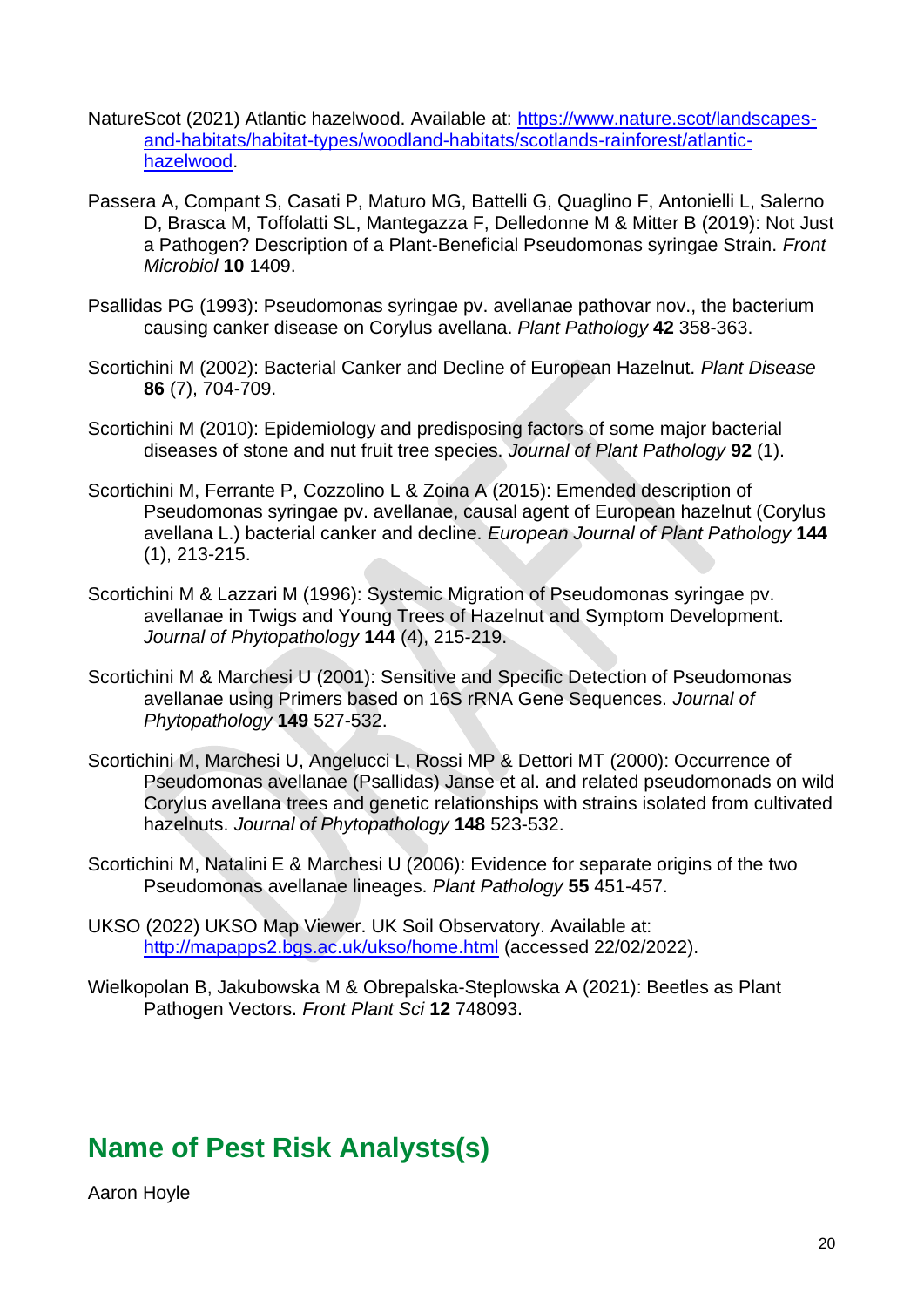NatureScot (2021) Atlantic hazelwood. Available at: [https://www.nature.scot/landscapes-and-habitats/habitat-types/woodland-habitats/scotlands-rainforest/atlantic-hazelwood](https://www.nature.scot/landscapes-and-habitats/habitat-types/woodland-habitats/scotlands-rainforest/atlantic-hazelwood).

Passera A, Compant S, Casati P, Maturo MG, Battelli G, Quaglino F, Antonielli L, Salerno D, Brasca M, Toffolatti SL, Mantegazza F, Delledonne M & Mitter B (2019): Not Just a Pathogen? Description of a Plant-Beneficial Pseudomonas syringae Strain. *Front Microbiol* **10** 1409.

Psallidas PG (1993): Pseudomonas syringae pv. avellanae pathovar nov., the bacterium causing canker disease on Corylus avellana. *Plant Pathology* **42** 358-363.

Scortichini M (2002): Bacterial Canker and Decline of European Hazelnut. *Plant Disease* **86** (7), 704-709.

Scortichini M (2010): Epidemiology and predisposing factors of some major bacterial diseases of stone and nut fruit tree species. *Journal of Plant Pathology* **92** (1).

Scortichini M, Ferrante P, Cozzolino L & Zoina A (2015): Emended description of Pseudomonas syringae pv. avellanae, causal agent of European hazelnut (Corylus avellana L.) bacterial canker and decline. *European Journal of Plant Pathology* **144** (1), 213-215.

Scortichini M & Lazzari M (1996): Systemic Migration of Pseudomonas syringae pv. avellanae in Twigs and Young Trees of Hazelnut and Symptom Development. *Journal of Phytopathology* **144** (4), 215-219.

Scortichini M & Marchesi U (2001): Sensitive and Specific Detection of Pseudomonas avellanae using Primers based on 16S rRNA Gene Sequences. *Journal of Phytopathology* **149** 527-532.

Scortichini M, Marchesi U, Angelucci L, Rossi MP & Dettori MT (2000): Occurrence of Pseudomonas avellanae (Psallidas) Janse et al. and related pseudomonads on wild Corylus avellana trees and genetic relationships with strains isolated from cultivated hazelnuts. *Journal of Phytopathology* **148** 523-532.

Scortichini M, Natalini E & Marchesi U (2006): Evidence for separate origins of the two Pseudomonas avellanae lineages. *Plant Pathology* **55** 451-457.

UKSO (2022) UKSO Map Viewer. UK Soil Observatory. Available at: [http://mapapps2.bgs.ac.uk/ukso/home.html](http://mapapps2.bgs.ac.uk/ukso/home.html) (accessed 22/02/2022).

Wielkopolan B, Jakubowska M & Obrepalska-Steplowska A (2021): Beetles as Plant Pathogen Vectors. *Front Plant Sci* **12** 748093.

## Name of Pest Risk Analysts(s)

Aaron Hoyle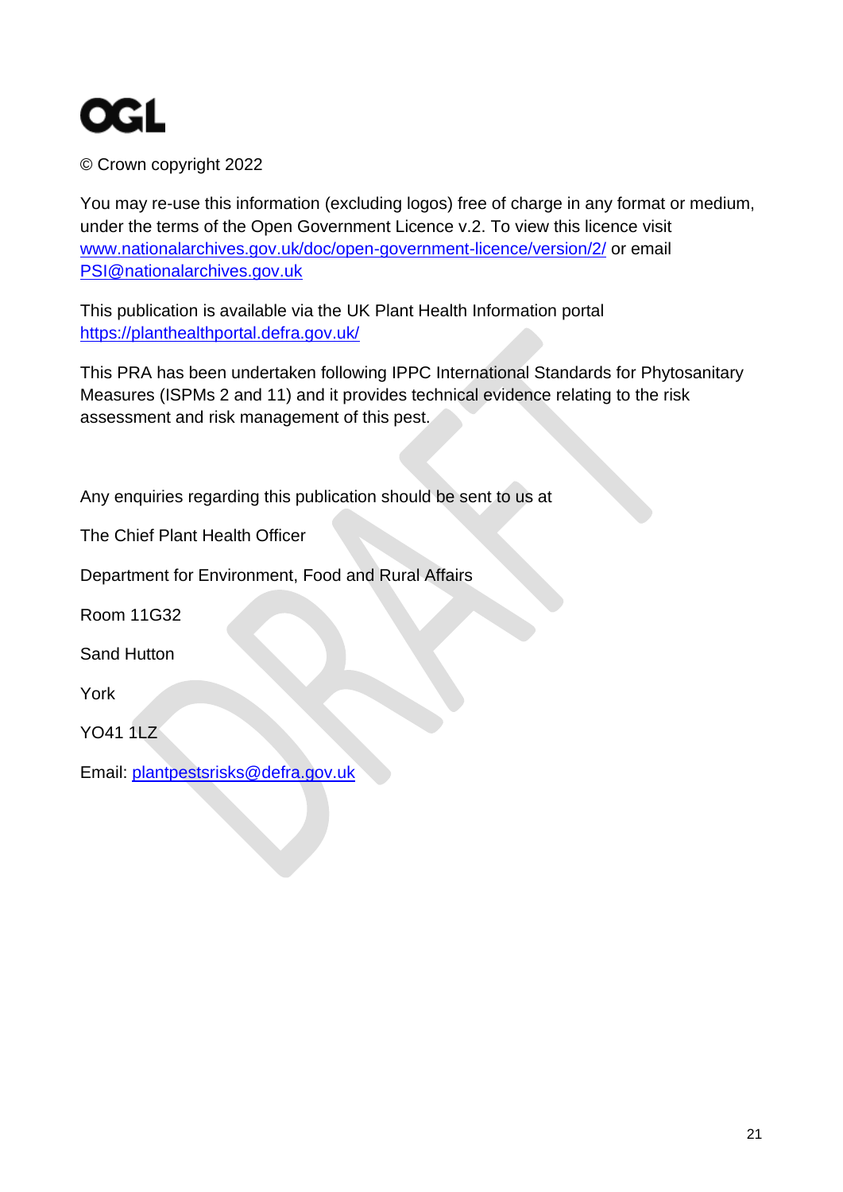OGL

© Crown copyright 2022

You may re-use this information (excluding logos) free of charge in any format or medium, under the terms of the Open Government Licence v.2. To view this licence visit www.nationalarchives.gov.uk/doc/open-government-licence/version/2/ or email PSI@nationalarchives.gov.uk

This publication is available via the UK Plant Health Information portal https://planthealthportal.defra.gov.uk/

This PRA has been undertaken following IPPC International Standards for Phytosanitary Measures (ISPMs 2 and 11) and it provides technical evidence relating to the risk assessment and risk management of this pest.

Any enquiries regarding this publication should be sent to us at

The Chief Plant Health Officer

Department for Environment, Food and Rural Affairs

Room 11G32

Sand Hutton

York

YO41 1LZ

Email: plantpestsrisks@defra.gov.uk